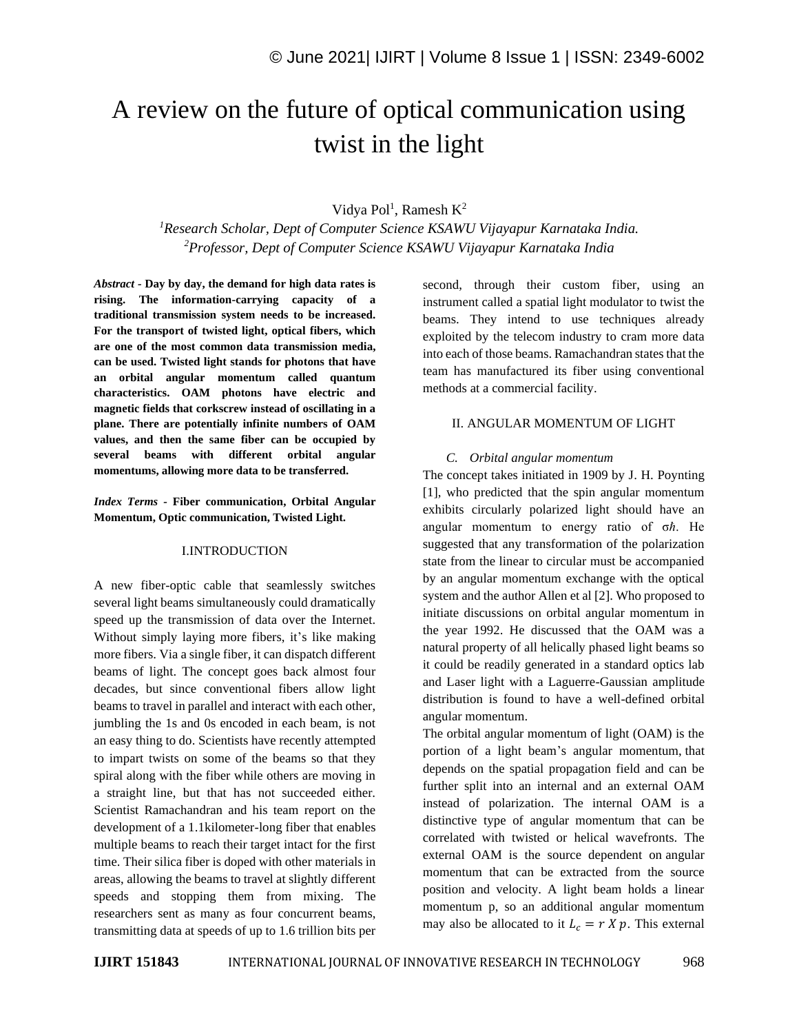# A review on the future of optical communication using twist in the light

Vidya Pol[1], Ramesh K[2]

[1]*Research Scholar, Dept of Computer Science KSAWU Vijayapur Karnataka India.*
[2]*Professor, Dept of Computer Science KSAWU Vijayapur Karnataka India*

***Abstract* - Day by day, the demand for high data rates is rising. The information-carrying capacity of a traditional transmission system needs to be increased. For the transport of twisted light, optical fibers, which are one of the most common data transmission media, can be used. Twisted light stands for photons that have an orbital angular momentum called quantum characteristics. OAM photons have electric and magnetic fields that corkscrew instead of oscillating in a plane. There are potentially infinite numbers of OAM values, and then the same fiber can be occupied by several beams with different orbital angular momentums, allowing more data to be transferred.**

***Index Terms* - Fiber communication, Orbital Angular Momentum, Optic communication, Twisted Light.**

## I.INTRODUCTION

A new fiber-optic cable that seamlessly switches several light beams simultaneously could dramatically speed up the transmission of data over the Internet. Without simply laying more fibers, it's like making more fibers. Via a single fiber, it can dispatch different beams of light. The concept goes back almost four decades, but since conventional fibers allow light beams to travel in parallel and interact with each other, jumbling the 1s and 0s encoded in each beam, is not an easy thing to do. Scientists have recently attempted to impart twists on some of the beams so that they spiral along with the fiber while others are moving in a straight line, but that has not succeeded either. Scientist Ramachandran and his team report on the development of a 1.1kilometer-long fiber that enables multiple beams to reach their target intact for the first time. Their silica fiber is doped with other materials in areas, allowing the beams to travel at slightly different speeds and stopping them from mixing. The researchers sent as many as four concurrent beams, transmitting data at speeds of up to 1.6 trillion bits per second, through their custom fiber, using an instrument called a spatial light modulator to twist the beams. They intend to use techniques already exploited by the telecom industry to cram more data into each of those beams. Ramachandran states that the team has manufactured its fiber using conventional methods at a commercial facility.

## II. ANGULAR MOMENTUM OF LIGHT

### *C. Orbital angular momentum*

The concept takes initiated in 1909 by J. H. Poynting [1], who predicted that the spin angular momentum exhibits circularly polarized light should have an angular momentum to energy ratio of $\sigma\hbar$. He suggested that any transformation of the polarization state from the linear to circular must be accompanied by an angular momentum exchange with the optical system and the author Allen et al [2]. Who proposed to initiate discussions on orbital angular momentum in the year 1992. He discussed that the OAM was a natural property of all helically phased light beams so it could be readily generated in a standard optics lab and Laser light with a Laguerre-Gaussian amplitude distribution is found to have a well-defined orbital angular momentum.

The orbital angular momentum of light (OAM) is the portion of a light beam's angular momentum, that depends on the spatial propagation field and can be further split into an internal and an external OAM instead of polarization. The internal OAM is a distinctive type of angular momentum that can be correlated with twisted or helical wavefronts. The external OAM is the source dependent on angular momentum that can be extracted from the source position and velocity. A light beam holds a linear momentum p, so an additional angular momentum may also be allocated to it $L_c = r \, X \, p$. This external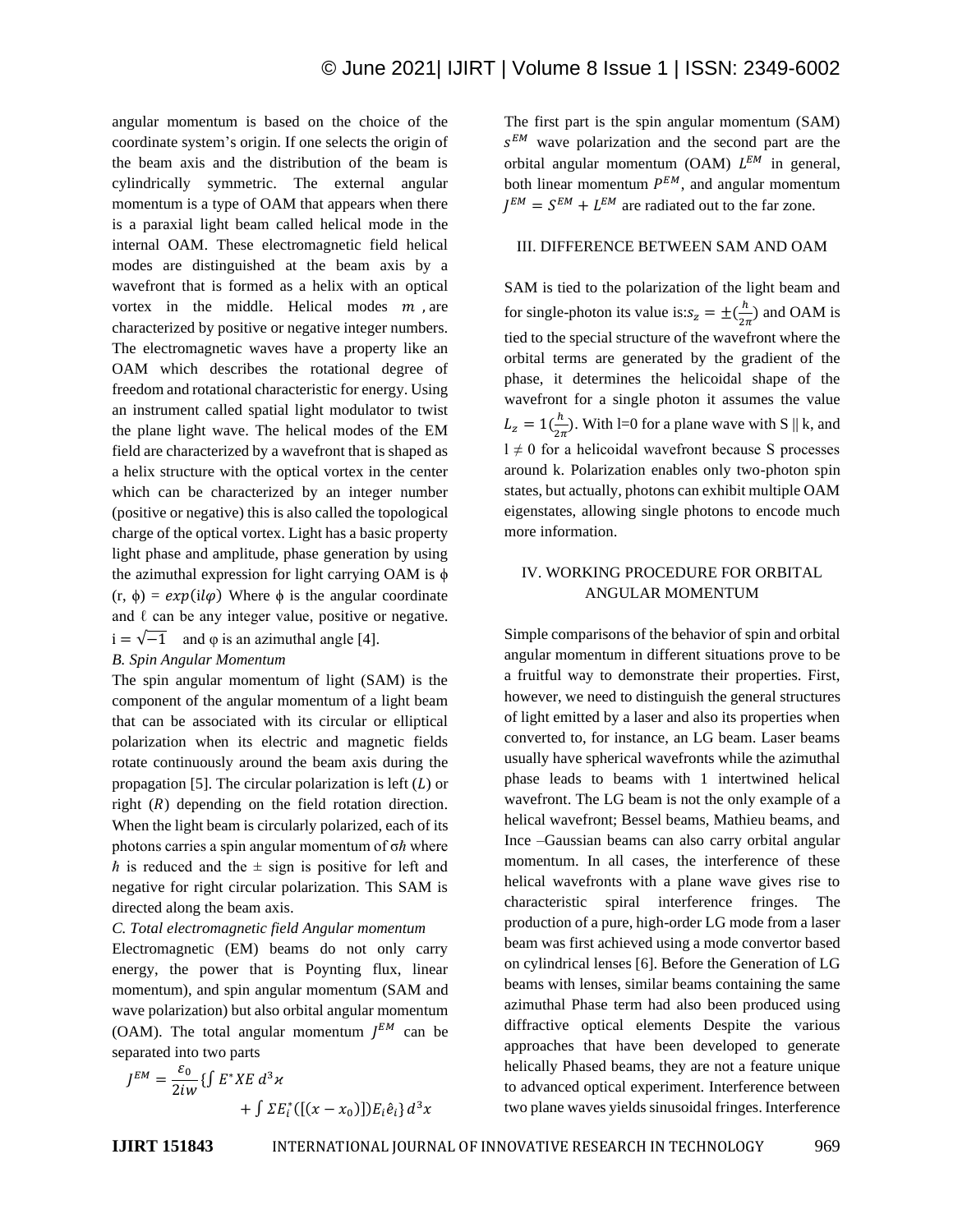angular momentum is based on the choice of the coordinate system's origin. If one selects the origin of the beam axis and the distribution of the beam is cylindrically symmetric. The external angular momentum is a type of OAM that appears when there is a paraxial light beam called helical mode in the internal OAM. These electromagnetic field helical modes are distinguished at the beam axis by a wavefront that is formed as a helix with an optical vortex in the middle. Helical modes $m$ , are characterized by positive or negative integer numbers. The electromagnetic waves have a property like an OAM which describes the rotational degree of freedom and rotational characteristic for energy. Using an instrument called spatial light modulator to twist the plane light wave. The helical modes of the EM field are characterized by a wavefront that is shaped as a helix structure with the optical vortex in the center which can be characterized by an integer number (positive or negative) this is also called the topological charge of the optical vortex. Light has a basic property light phase and amplitude, phase generation by using the azimuthal expression for light carrying OAM is ϕ (r, ϕ) = $exp(\text{i}l\varphi)$ Where ϕ is the angular coordinate and ℓ can be any integer value, positive or negative. $\text{i} = \sqrt{-1}$ and φ is an azimuthal angle [4].

*B. Spin Angular Momentum*

The spin angular momentum of light (SAM) is the component of the angular momentum of a light beam that can be associated with its circular or elliptical polarization when its electric and magnetic fields rotate continuously around the beam axis during the propagation [5]. The circular polarization is left ($L$) or right ($R$) depending on the field rotation direction. When the light beam is circularly polarized, each of its photons carries a spin angular momentum of $\sigma\hbar$ where $\hbar$ is reduced and the ± sign is positive for left and negative for right circular polarization. This SAM is directed along the beam axis.

*C. Total electromagnetic field Angular momentum*

Electromagnetic (EM) beams do not only carry energy, the power that is Poynting flux, linear momentum), and spin angular momentum (SAM and wave polarization) but also orbital angular momentum (OAM). The total angular momentum $J^{EM}$ can be separated into two parts

$$J^{EM} = \frac{\varepsilon_0}{2iw}\{\int E^{*}XE\, d^3\varkappa + \int \Sigma E_i^{*}([(x - x_0)])E_i\hat{e}_i\}\, d^3x$$

The first part is the spin angular momentum (SAM) $s^{EM}$ wave polarization and the second part are the orbital angular momentum (OAM) $L^{EM}$ in general, both linear momentum $P^{EM}$, and angular momentum $J^{EM} = S^{EM} + L^{EM}$ are radiated out to the far zone.

## III. DIFFERENCE BETWEEN SAM AND OAM

SAM is tied to the polarization of the light beam and for single-photon its value is:$s_z = \pm(\frac{h}{2\pi})$ and OAM is tied to the special structure of the wavefront where the orbital terms are generated by the gradient of the phase, it determines the helicoidal shape of the wavefront for a single photon it assumes the value $L_z = 1(\frac{h}{2\pi})$. With l=0 for a plane wave with S || k, and l ≠ 0 for a helicoidal wavefront because S processes around k. Polarization enables only two-photon spin states, but actually, photons can exhibit multiple OAM eigenstates, allowing single photons to encode much more information.

## IV. WORKING PROCEDURE FOR ORBITAL ANGULAR MOMENTUM

Simple comparisons of the behavior of spin and orbital angular momentum in different situations prove to be a fruitful way to demonstrate their properties. First, however, we need to distinguish the general structures of light emitted by a laser and also its properties when converted to, for instance, an LG beam. Laser beams usually have spherical wavefronts while the azimuthal phase leads to beams with 1 intertwined helical wavefront. The LG beam is not the only example of a helical wavefront; Bessel beams, Mathieu beams, and Ince –Gaussian beams can also carry orbital angular momentum. In all cases, the interference of these helical wavefronts with a plane wave gives rise to characteristic spiral interference fringes. The production of a pure, high-order LG mode from a laser beam was first achieved using a mode convertor based on cylindrical lenses [6]. Before the Generation of LG beams with lenses, similar beams containing the same azimuthal Phase term had also been produced using diffractive optical elements Despite the various approaches that have been developed to generate helically Phased beams, they are not a feature unique to advanced optical experiment. Interference between two plane waves yields sinusoidal fringes. Interference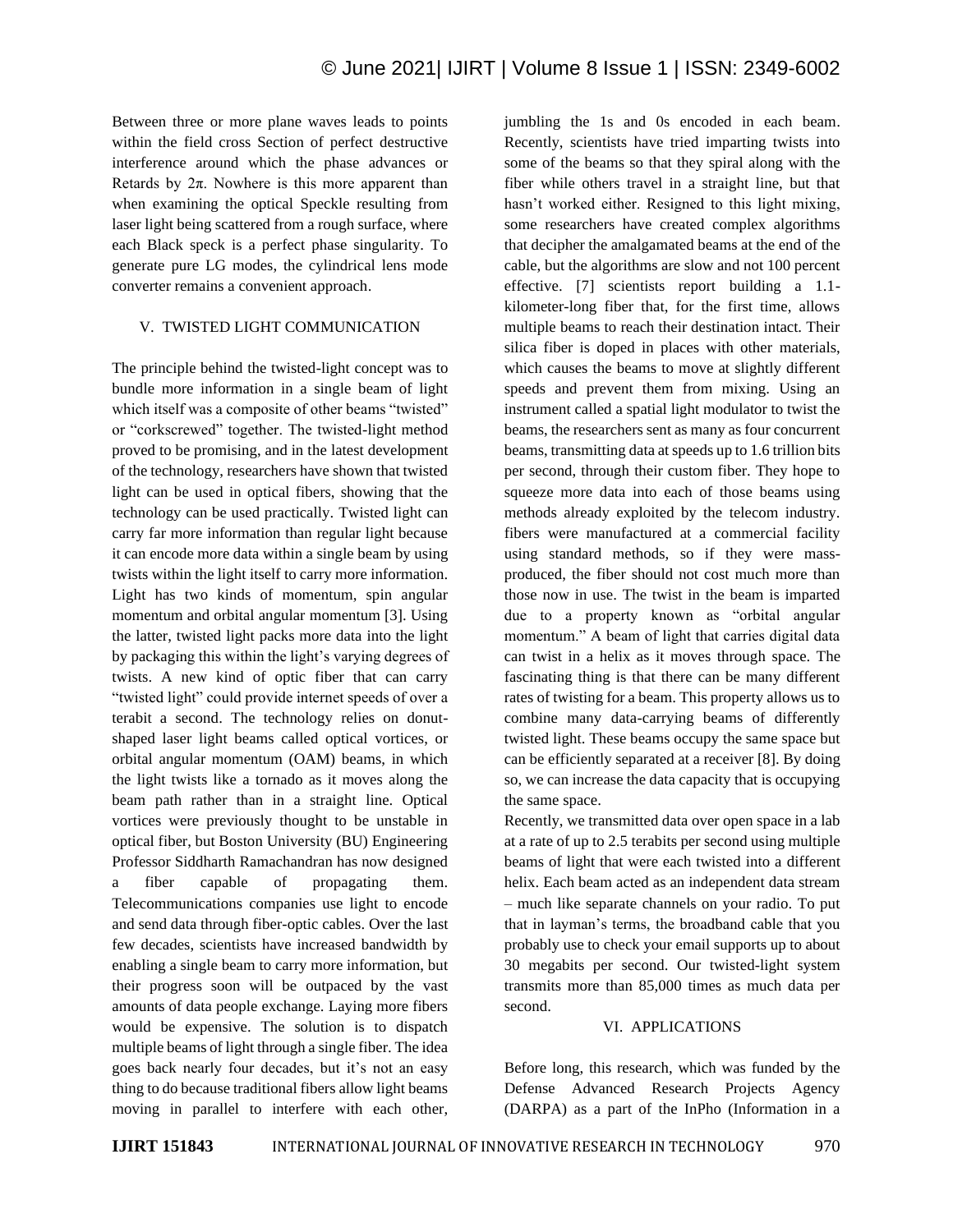Between three or more plane waves leads to points within the field cross Section of perfect destructive interference around which the phase advances or Retards by $2\pi$. Nowhere is this more apparent than when examining the optical Speckle resulting from laser light being scattered from a rough surface, where each Black speck is a perfect phase singularity. To generate pure LG modes, the cylindrical lens mode converter remains a convenient approach.

## V. TWISTED LIGHT COMMUNICATION

The principle behind the twisted-light concept was to bundle more information in a single beam of light which itself was a composite of other beams "twisted" or "corkscrewed" together. The twisted-light method proved to be promising, and in the latest development of the technology, researchers have shown that twisted light can be used in optical fibers, showing that the technology can be used practically. Twisted light can carry far more information than regular light because it can encode more data within a single beam by using twists within the light itself to carry more information. Light has two kinds of momentum, spin angular momentum and orbital angular momentum [3]. Using the latter, twisted light packs more data into the light by packaging this within the light's varying degrees of twists. A new kind of optic fiber that can carry "twisted light" could provide internet speeds of over a terabit a second. The technology relies on donut-shaped laser light beams called optical vortices, or orbital angular momentum (OAM) beams, in which the light twists like a tornado as it moves along the beam path rather than in a straight line. Optical vortices were previously thought to be unstable in optical fiber, but Boston University (BU) Engineering Professor Siddharth Ramachandran has now designed a fiber capable of propagating them. Telecommunications companies use light to encode and send data through fiber-optic cables. Over the last few decades, scientists have increased bandwidth by enabling a single beam to carry more information, but their progress soon will be outpaced by the vast amounts of data people exchange. Laying more fibers would be expensive. The solution is to dispatch multiple beams of light through a single fiber. The idea goes back nearly four decades, but it's not an easy thing to do because traditional fibers allow light beams moving in parallel to interfere with each other, jumbling the 1s and 0s encoded in each beam. Recently, scientists have tried imparting twists into some of the beams so that they spiral along with the fiber while others travel in a straight line, but that hasn't worked either. Resigned to this light mixing, some researchers have created complex algorithms that decipher the amalgamated beams at the end of the cable, but the algorithms are slow and not 100 percent effective. [7] scientists report building a 1.1-kilometer-long fiber that, for the first time, allows multiple beams to reach their destination intact. Their silica fiber is doped in places with other materials, which causes the beams to move at slightly different speeds and prevent them from mixing. Using an instrument called a spatial light modulator to twist the beams, the researchers sent as many as four concurrent beams, transmitting data at speeds up to 1.6 trillion bits per second, through their custom fiber. They hope to squeeze more data into each of those beams using methods already exploited by the telecom industry. fibers were manufactured at a commercial facility using standard methods, so if they were mass-produced, the fiber should not cost much more than those now in use. The twist in the beam is imparted due to a property known as "orbital angular momentum." A beam of light that carries digital data can twist in a helix as it moves through space. The fascinating thing is that there can be many different rates of twisting for a beam. This property allows us to combine many data-carrying beams of differently twisted light. These beams occupy the same space but can be efficiently separated at a receiver [8]. By doing so, we can increase the data capacity that is occupying the same space.

Recently, we transmitted data over open space in a lab at a rate of up to 2.5 terabits per second using multiple beams of light that were each twisted into a different helix. Each beam acted as an independent data stream – much like separate channels on your radio. To put that in layman's terms, the broadband cable that you probably use to check your email supports up to about 30 megabits per second. Our twisted-light system transmits more than 85,000 times as much data per second.

## VI. APPLICATIONS

Before long, this research, which was funded by the Defense Advanced Research Projects Agency (DARPA) as a part of the InPho (Information in a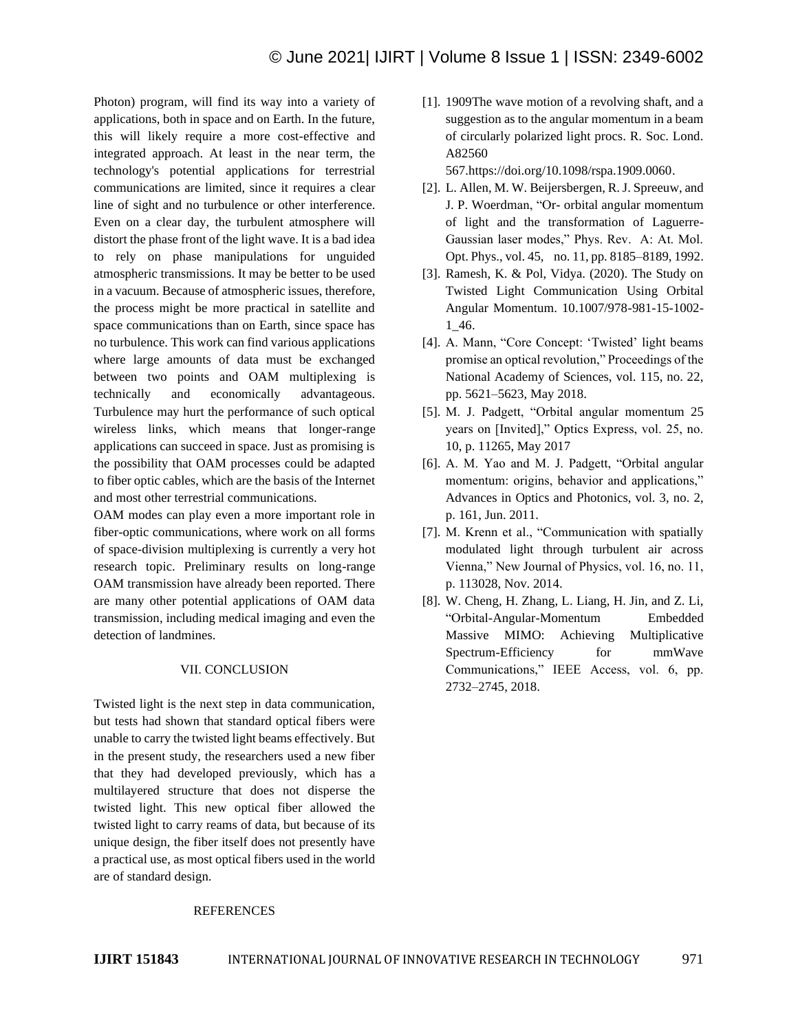Photon) program, will find its way into a variety of applications, both in space and on Earth. In the future, this will likely require a more cost-effective and integrated approach. At least in the near term, the technology's potential applications for terrestrial communications are limited, since it requires a clear line of sight and no turbulence or other interference. Even on a clear day, the turbulent atmosphere will distort the phase front of the light wave. It is a bad idea to rely on phase manipulations for unguided atmospheric transmissions. It may be better to be used in a vacuum. Because of atmospheric issues, therefore, the process might be more practical in satellite and space communications than on Earth, since space has no turbulence. This work can find various applications where large amounts of data must be exchanged between two points and OAM multiplexing is technically and economically advantageous. Turbulence may hurt the performance of such optical wireless links, which means that longer-range applications can succeed in space. Just as promising is the possibility that OAM processes could be adapted to fiber optic cables, which are the basis of the Internet and most other terrestrial communications.

OAM modes can play even a more important role in fiber-optic communications, where work on all forms of space-division multiplexing is currently a very hot research topic. Preliminary results on long-range OAM transmission have already been reported. There are many other potential applications of OAM data transmission, including medical imaging and even the detection of landmines.

## VII. CONCLUSION

Twisted light is the next step in data communication, but tests had shown that standard optical fibers were unable to carry the twisted light beams effectively. But in the present study, the researchers used a new fiber that they had developed previously, which has a multilayered structure that does not disperse the twisted light. This new optical fiber allowed the twisted light to carry reams of data, but because of its unique design, the fiber itself does not presently have a practical use, as most optical fibers used in the world are of standard design.

## REFERENCES

[1]. 1909The wave motion of a revolving shaft, and a suggestion as to the angular momentum in a beam of circularly polarized light procs. R. Soc. Lond. A82560 567.https://doi.org/10.1098/rspa.1909.0060.

[2]. L. Allen, M. W. Beijersbergen, R. J. Spreeuw, and J. P. Woerdman, "Or- orbital angular momentum of light and the transformation of Laguerre-Gaussian laser modes," Phys. Rev. A: At. Mol. Opt. Phys., vol. 45, no. 11, pp. 8185–8189, 1992.

[3]. Ramesh, K. & Pol, Vidya. (2020). The Study on Twisted Light Communication Using Orbital Angular Momentum. 10.1007/978-981-15-1002-1_46.

[4]. A. Mann, "Core Concept: 'Twisted' light beams promise an optical revolution," Proceedings of the National Academy of Sciences, vol. 115, no. 22, pp. 5621–5623, May 2018.

[5]. M. J. Padgett, "Orbital angular momentum 25 years on [Invited]," Optics Express, vol. 25, no. 10, p. 11265, May 2017

[6]. A. M. Yao and M. J. Padgett, "Orbital angular momentum: origins, behavior and applications," Advances in Optics and Photonics, vol. 3, no. 2, p. 161, Jun. 2011.

[7]. M. Krenn et al., "Communication with spatially modulated light through turbulent air across Vienna," New Journal of Physics, vol. 16, no. 11, p. 113028, Nov. 2014.

[8]. W. Cheng, H. Zhang, L. Liang, H. Jin, and Z. Li, "Orbital-Angular-Momentum Embedded Massive MIMO: Achieving Multiplicative Spectrum-Efficiency for mmWave Communications," IEEE Access, vol. 6, pp. 2732–2745, 2018.